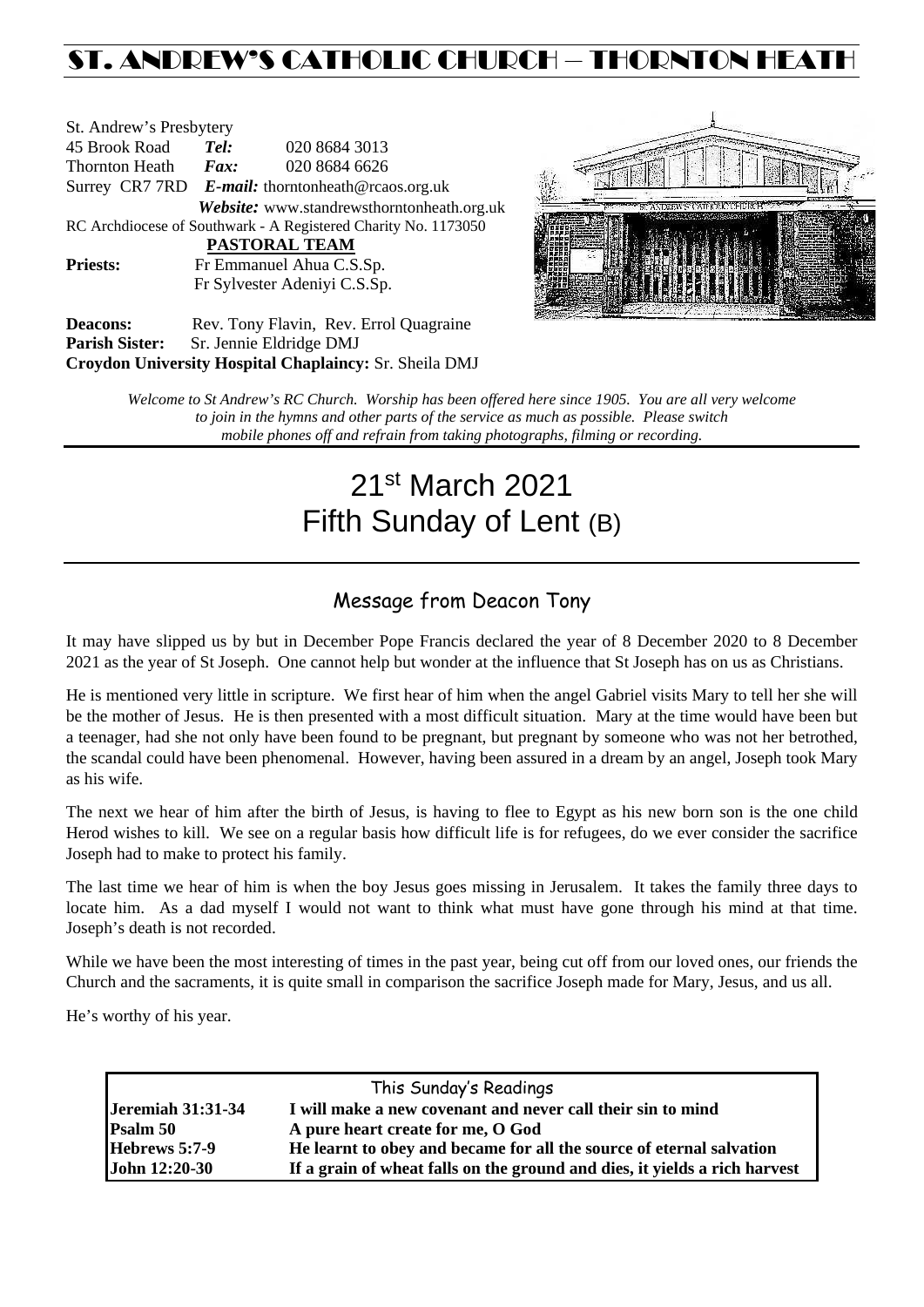# ST. ANDREW'S CATHOLIC CHURCH – THORNTON HEATH

St. Andrew's Presbytery
45 Brook Road **Tel:** 020 8684 3013
Thornton Heath **Fax:** 020 8684 6626
Surrey CR7 7RD **E-mail:** thorntonheath@rcaos.org.uk
**Website:** www.standrewsthorntonheath.org.uk
RC Archdiocese of Southwark - A Registered Charity No. 1173050

**PASTORAL TEAM**

**Priests:** Fr Emmanuel Ahua C.S.Sp.
Fr Sylvester Adeniyi C.S.Sp.

**Deacons:** Rev. Tony Flavin, Rev. Errol Quagraine
**Parish Sister:** Sr. Jennie Eldridge DMJ
**Croydon University Hospital Chaplaincy:** Sr. Sheila DMJ

*Welcome to St Andrew's RC Church. Worship has been offered here since 1905. You are all very welcome to join in the hymns and other parts of the service as much as possible. Please switch mobile phones off and refrain from taking photographs, filming or recording.*

# 21st March 2021
# Fifth Sunday of Lent (B)

## Message from Deacon Tony

It may have slipped us by but in December Pope Francis declared the year of 8 December 2020 to 8 December 2021 as the year of St Joseph. One cannot help but wonder at the influence that St Joseph has on us as Christians.

He is mentioned very little in scripture. We first hear of him when the angel Gabriel visits Mary to tell her she will be the mother of Jesus. He is then presented with a most difficult situation. Mary at the time would have been but a teenager, had she not only have been found to be pregnant, but pregnant by someone who was not her betrothed, the scandal could have been phenomenal. However, having been assured in a dream by an angel, Joseph took Mary as his wife.

The next we hear of him after the birth of Jesus, is having to flee to Egypt as his new born son is the one child Herod wishes to kill. We see on a regular basis how difficult life is for refugees, do we ever consider the sacrifice Joseph had to make to protect his family.

The last time we hear of him is when the boy Jesus goes missing in Jerusalem. It takes the family three days to locate him. As a dad myself I would not want to think what must have gone through his mind at that time. Joseph's death is not recorded.

While we have been the most interesting of times in the past year, being cut off from our loved ones, our friends the Church and the sacraments, it is quite small in comparison the sacrifice Joseph made for Mary, Jesus, and us all.

He's worthy of his year.

| This Sunday's Readings | |
|---|---|
| **Jeremiah 31:31-34** | **I will make a new covenant and never call their sin to mind** |
| **Psalm 50** | **A pure heart create for me, O God** |
| **Hebrews 5:7-9** | **He learnt to obey and became for all the source of eternal salvation** |
| **John 12:20-30** | **If a grain of wheat falls on the ground and dies, it yields a rich harvest** |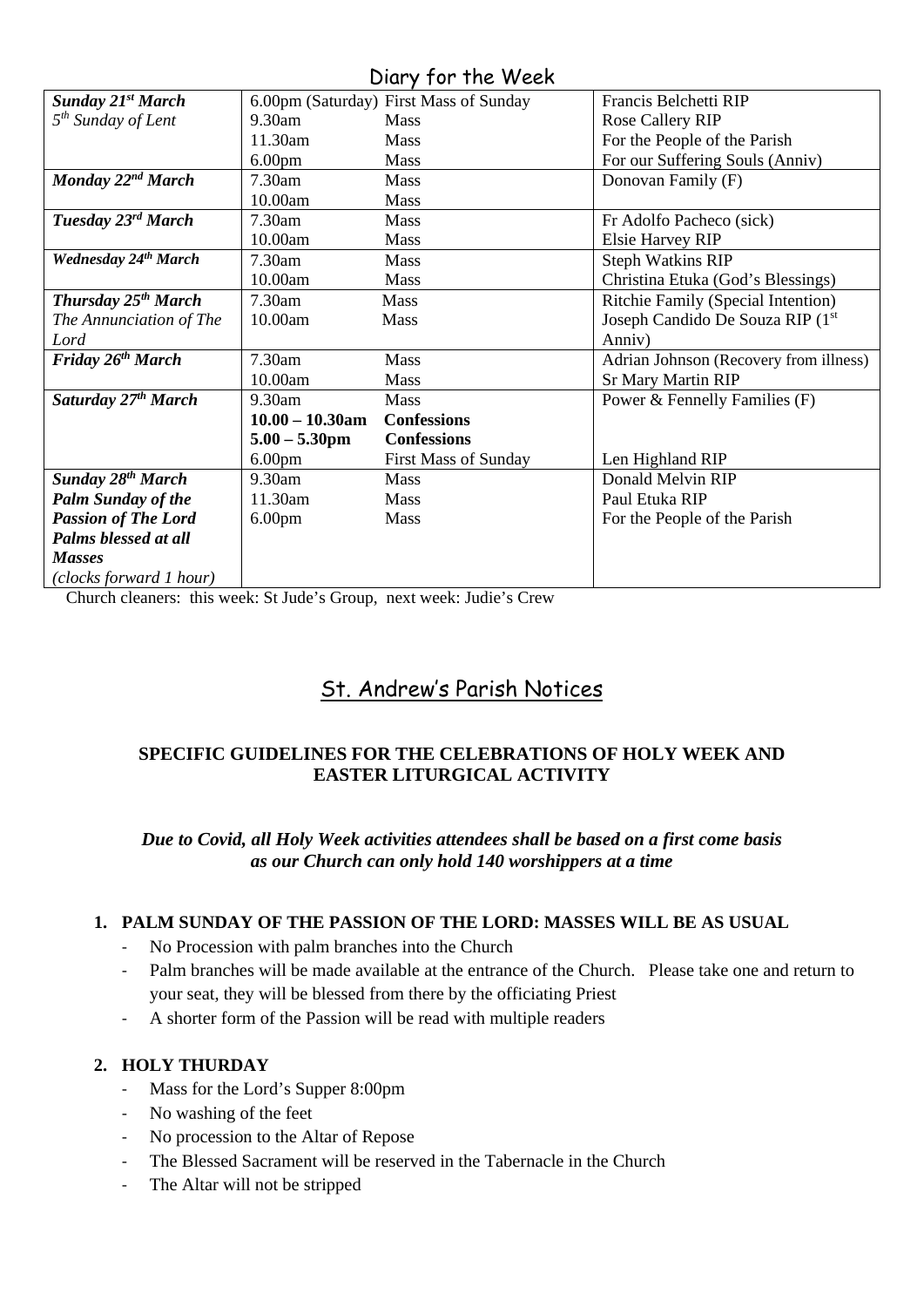## Diary for the Week

| | | | |
|---|---|---|---|
| ***Sunday 21st March*** *5th Sunday of Lent* | 6.00pm (Saturday) | First Mass of Sunday | Francis Belchetti RIP |
| | 9.30am | Mass | Rose Callery RIP |
| | 11.30am | Mass | For the People of the Parish |
| | 6.00pm | Mass | For our Suffering Souls (Anniv) |
| ***Monday 22nd March*** | 7.30am | Mass | Donovan Family (F) |
| | 10.00am | Mass | |
| ***Tuesday 23rd March*** | 7.30am | Mass | Fr Adolfo Pacheco (sick) |
| | 10.00am | Mass | Elsie Harvey RIP |
| ***Wednesday 24th March*** | 7.30am | Mass | Steph Watkins RIP |
| | 10.00am | Mass | Christina Etuka (God's Blessings) |
| ***Thursday 25th March*** *The Annunciation of The Lord* | 7.30am | Mass | Ritchie Family (Special Intention) |
| | 10.00am | Mass | Joseph Candido De Souza RIP (1st Anniv) |
| ***Friday 26th March*** | 7.30am | Mass | Adrian Johnson (Recovery from illness) |
| | 10.00am | Mass | Sr Mary Martin RIP |
| ***Saturday 27th March*** | 9.30am | Mass | Power & Fennelly Families (F) |
| | **10.00 – 10.30am** | **Confessions** | |
| | **5.00 – 5.30pm** | **Confessions** | |
| | 6.00pm | First Mass of Sunday | Len Highland RIP |
| ***Sunday 28th March*** ***Palm Sunday of the Passion of The Lord*** ***Palms blessed at all Masses*** *(clocks forward 1 hour)* | 9.30am | Mass | Donald Melvin RIP |
| | 11.30am | Mass | Paul Etuka RIP |
| | 6.00pm | Mass | For the People of the Parish |

Church cleaners: this week: St Jude's Group, next week: Judie's Crew

## St. Andrew's Parish Notices

### SPECIFIC GUIDELINES FOR THE CELEBRATIONS OF HOLY WEEK AND EASTER LITURGICAL ACTIVITY

***Due to Covid, all Holy Week activities attendees shall be based on a first come basis as our Church can only hold 140 worshippers at a time***

1. **PALM SUNDAY OF THE PASSION OF THE LORD: MASSES WILL BE AS USUAL**
   - No Procession with palm branches into the Church
   - Palm branches will be made available at the entrance of the Church. Please take one and return to your seat, they will be blessed from there by the officiating Priest
   - A shorter form of the Passion will be read with multiple readers

2. **HOLY THURDAY**
   - Mass for the Lord's Supper 8:00pm
   - No washing of the feet
   - No procession to the Altar of Repose
   - The Blessed Sacrament will be reserved in the Tabernacle in the Church
   - The Altar will not be stripped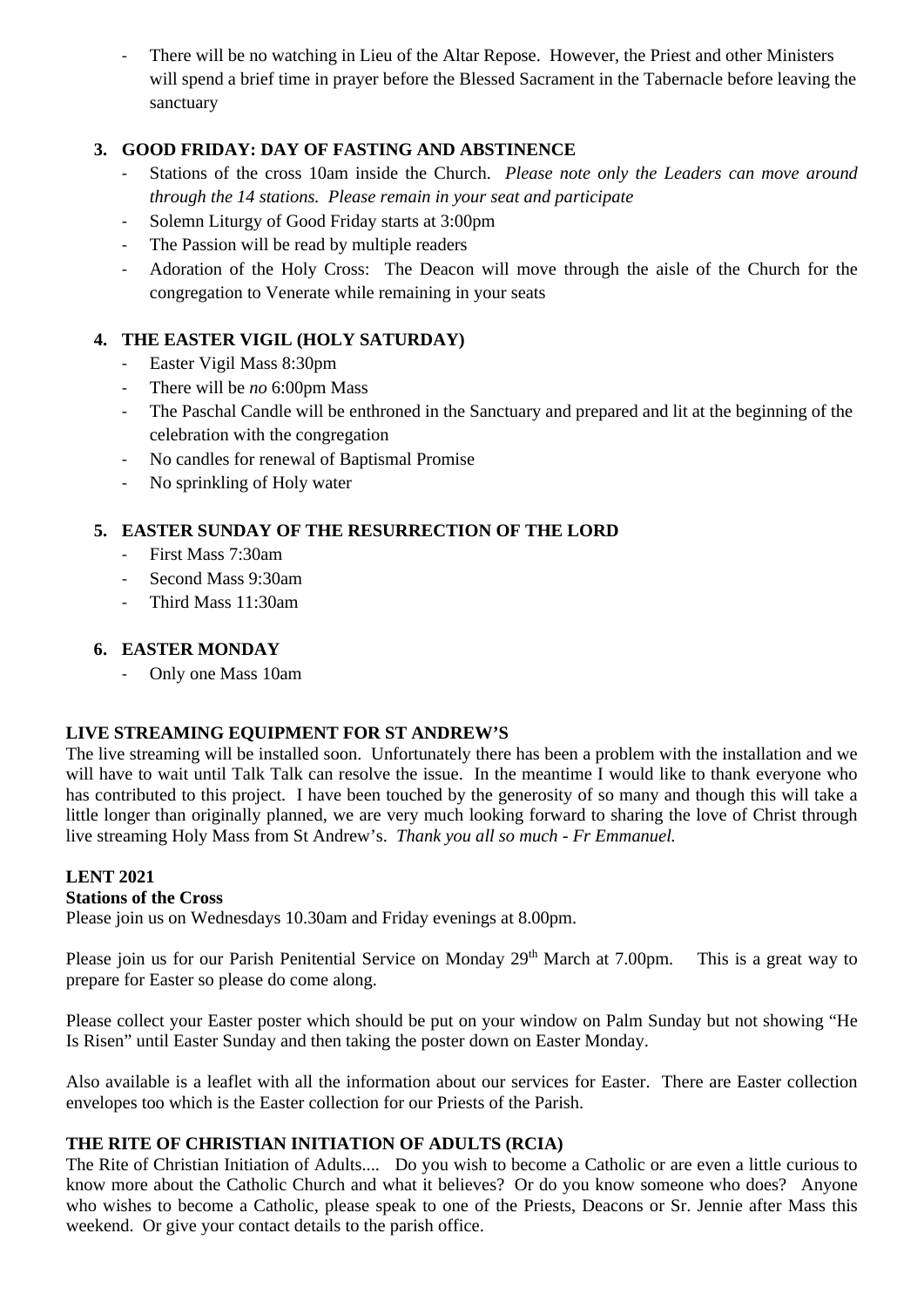- There will be no watching in Lieu of the Altar Repose. However, the Priest and other Ministers will spend a brief time in prayer before the Blessed Sacrament in the Tabernacle before leaving the sanctuary

**3. GOOD FRIDAY: DAY OF FASTING AND ABSTINENCE**

- Stations of the cross 10am inside the Church. *Please note only the Leaders can move around through the 14 stations. Please remain in your seat and participate*
- Solemn Liturgy of Good Friday starts at 3:00pm
- The Passion will be read by multiple readers
- Adoration of the Holy Cross: The Deacon will move through the aisle of the Church for the congregation to Venerate while remaining in your seats

**4. THE EASTER VIGIL (HOLY SATURDAY)**

- Easter Vigil Mass 8:30pm
- There will be *no* 6:00pm Mass
- The Paschal Candle will be enthroned in the Sanctuary and prepared and lit at the beginning of the celebration with the congregation
- No candles for renewal of Baptismal Promise
- No sprinkling of Holy water

**5. EASTER SUNDAY OF THE RESURRECTION OF THE LORD**

- First Mass 7:30am
- Second Mass 9:30am
- Third Mass 11:30am

**6. EASTER MONDAY**

- Only one Mass 10am

**LIVE STREAMING EQUIPMENT FOR ST ANDREW'S**

The live streaming will be installed soon. Unfortunately there has been a problem with the installation and we will have to wait until Talk Talk can resolve the issue. In the meantime I would like to thank everyone who has contributed to this project. I have been touched by the generosity of so many and though this will take a little longer than originally planned, we are very much looking forward to sharing the love of Christ through live streaming Holy Mass from St Andrew's. *Thank you all so much - Fr Emmanuel.*

**LENT 2021**

**Stations of the Cross**

Please join us on Wednesdays 10.30am and Friday evenings at 8.00pm.

Please join us for our Parish Penitential Service on Monday 29th March at 7.00pm. This is a great way to prepare for Easter so please do come along.

Please collect your Easter poster which should be put on your window on Palm Sunday but not showing "He Is Risen" until Easter Sunday and then taking the poster down on Easter Monday.

Also available is a leaflet with all the information about our services for Easter. There are Easter collection envelopes too which is the Easter collection for our Priests of the Parish.

**THE RITE OF CHRISTIAN INITIATION OF ADULTS (RCIA)**

The Rite of Christian Initiation of Adults.... Do you wish to become a Catholic or are even a little curious to know more about the Catholic Church and what it believes? Or do you know someone who does? Anyone who wishes to become a Catholic, please speak to one of the Priests, Deacons or Sr. Jennie after Mass this weekend. Or give your contact details to the parish office.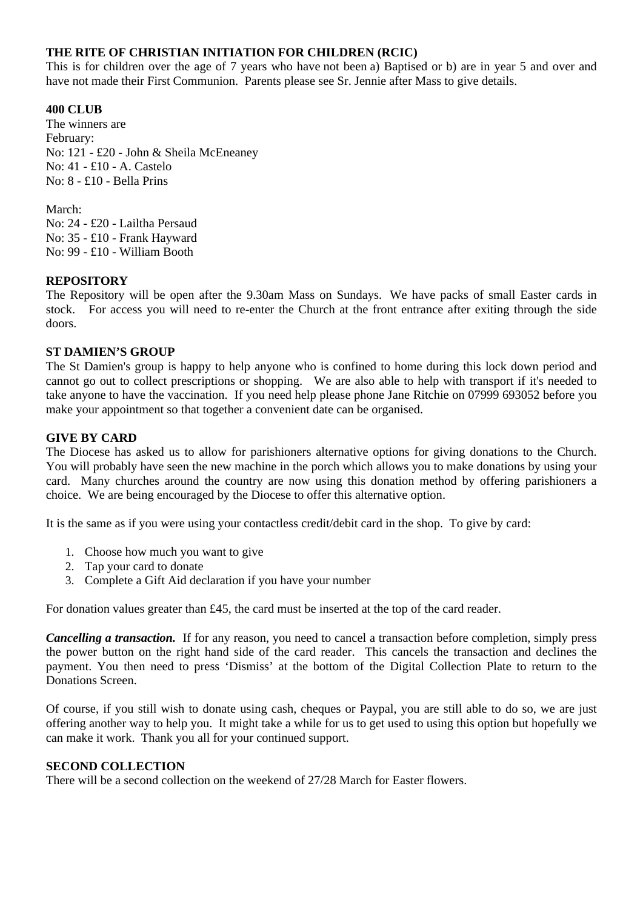**THE RITE OF CHRISTIAN INITIATION FOR CHILDREN (RCIC)**
This is for children over the age of 7 years who have not been a) Baptised or b) are in year 5 and over and have not made their First Communion. Parents please see Sr. Jennie after Mass to give details.

**400 CLUB**
The winners are
February:
No: 121 - £20 - John & Sheila McEneaney
No: 41 - £10 - A. Castelo
No: 8 - £10 - Bella Prins

March:
No: 24 - £20 - Lailtha Persaud
No: 35 - £10 - Frank Hayward
No: 99 - £10 - William Booth

**REPOSITORY**
The Repository will be open after the 9.30am Mass on Sundays. We have packs of small Easter cards in stock. For access you will need to re-enter the Church at the front entrance after exiting through the side doors.

**ST DAMIEN'S GROUP**
The St Damien's group is happy to help anyone who is confined to home during this lock down period and cannot go out to collect prescriptions or shopping. We are also able to help with transport if it's needed to take anyone to have the vaccination. If you need help please phone Jane Ritchie on 07999 693052 before you make your appointment so that together a convenient date can be organised.

**GIVE BY CARD**
The Diocese has asked us to allow for parishioners alternative options for giving donations to the Church. You will probably have seen the new machine in the porch which allows you to make donations by using your card. Many churches around the country are now using this donation method by offering parishioners a choice. We are being encouraged by the Diocese to offer this alternative option.

It is the same as if you were using your contactless credit/debit card in the shop. To give by card:

1. Choose how much you want to give
2. Tap your card to donate
3. Complete a Gift Aid declaration if you have your number

For donation values greater than £45, the card must be inserted at the top of the card reader.

***Cancelling a transaction.*** If for any reason, you need to cancel a transaction before completion, simply press the power button on the right hand side of the card reader. This cancels the transaction and declines the payment. You then need to press 'Dismiss' at the bottom of the Digital Collection Plate to return to the Donations Screen.

Of course, if you still wish to donate using cash, cheques or Paypal, you are still able to do so, we are just offering another way to help you. It might take a while for us to get used to using this option but hopefully we can make it work. Thank you all for your continued support.

**SECOND COLLECTION**
There will be a second collection on the weekend of 27/28 March for Easter flowers.